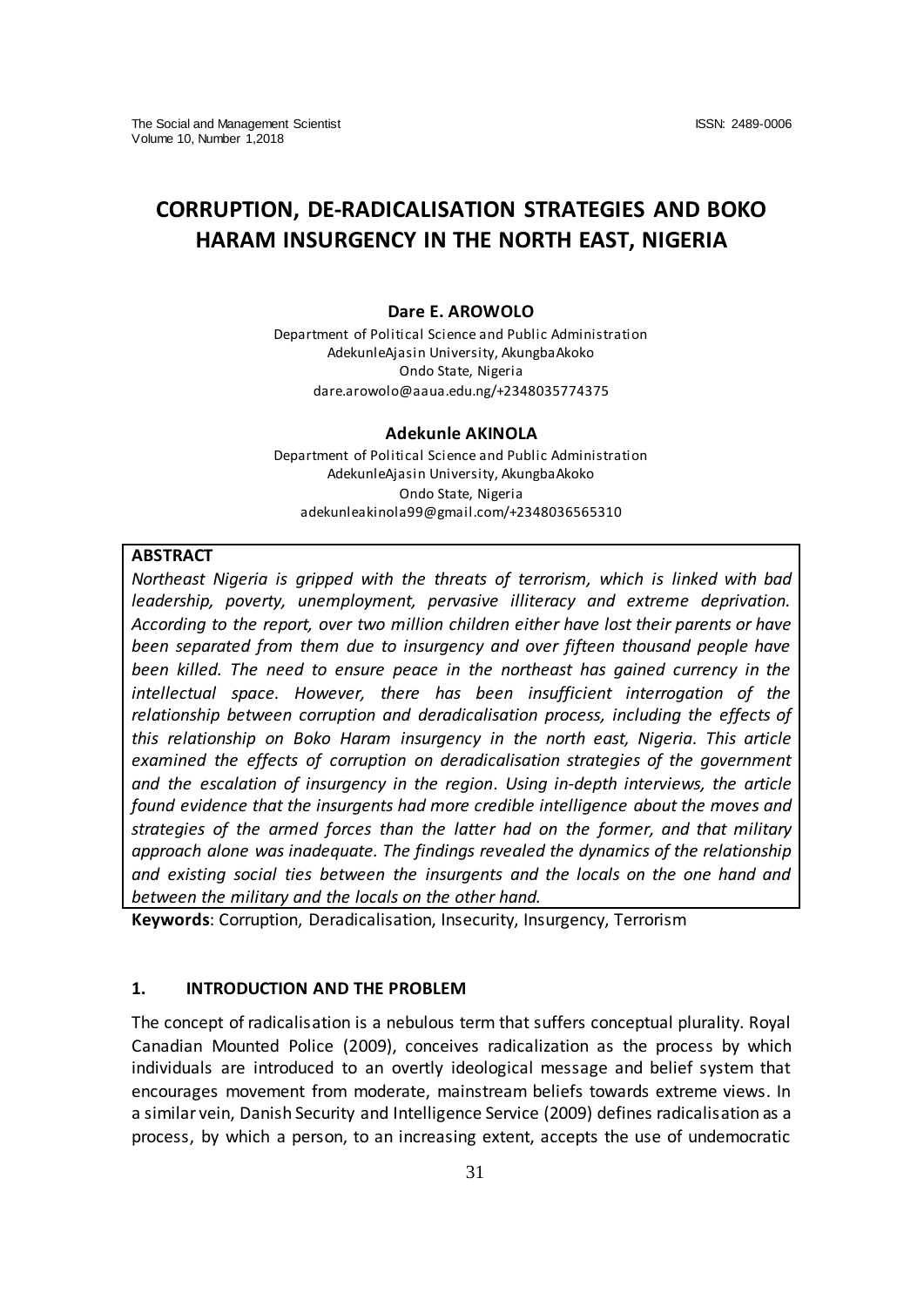# CORRUPTION, DE-RADICALISATION STRATEGIES AND BOKO HARAM INSURGENCY IN THE NORTH EAST, NIGERIA

**Dare E. AROWOLO**

Department of Political Science and Public Administration
AdekunleAjasin University, AkungbaAkoko
Ondo State, Nigeria
dare.arowolo@aaua.edu.ng/+2348035774375

**Adekunle AKINOLA**

Department of Political Science and Public Administration
AdekunleAjasin University, AkungbaAkoko
Ondo State, Nigeria
adekunleakinola99@gmail.com/+2348036565310

**ABSTRACT**

*Northeast Nigeria is gripped with the threats of terrorism, which is linked with bad leadership, poverty, unemployment, pervasive illiteracy and extreme deprivation. According to the report, over two million children either have lost their parents or have been separated from them due to insurgency and over fifteen thousand people have been killed. The need to ensure peace in the northeast has gained currency in the intellectual space. However, there has been insufficient interrogation of the relationship between corruption and deradicalisation process, including the effects of this relationship on Boko Haram insurgency in the north east, Nigeria. This article examined the effects of corruption on deradicalisation strategies of the government and the escalation of insurgency in the region. Using in-depth interviews, the article found evidence that the insurgents had more credible intelligence about the moves and strategies of the armed forces than the latter had on the former, and that military approach alone was inadequate. The findings revealed the dynamics of the relationship and existing social ties between the insurgents and the locals on the one hand and between the military and the locals on the other hand.*

**Keywords**: Corruption, Deradicalisation, Insecurity, Insurgency, Terrorism

## 1. INTRODUCTION AND THE PROBLEM

The concept of radicalisation is a nebulous term that suffers conceptual plurality. Royal Canadian Mounted Police (2009), conceives radicalization as the process by which individuals are introduced to an overtly ideological message and belief system that encourages movement from moderate, mainstream beliefs towards extreme views. In a similar vein, Danish Security and Intelligence Service (2009) defines radicalisation as a process, by which a person, to an increasing extent, accepts the use of undemocratic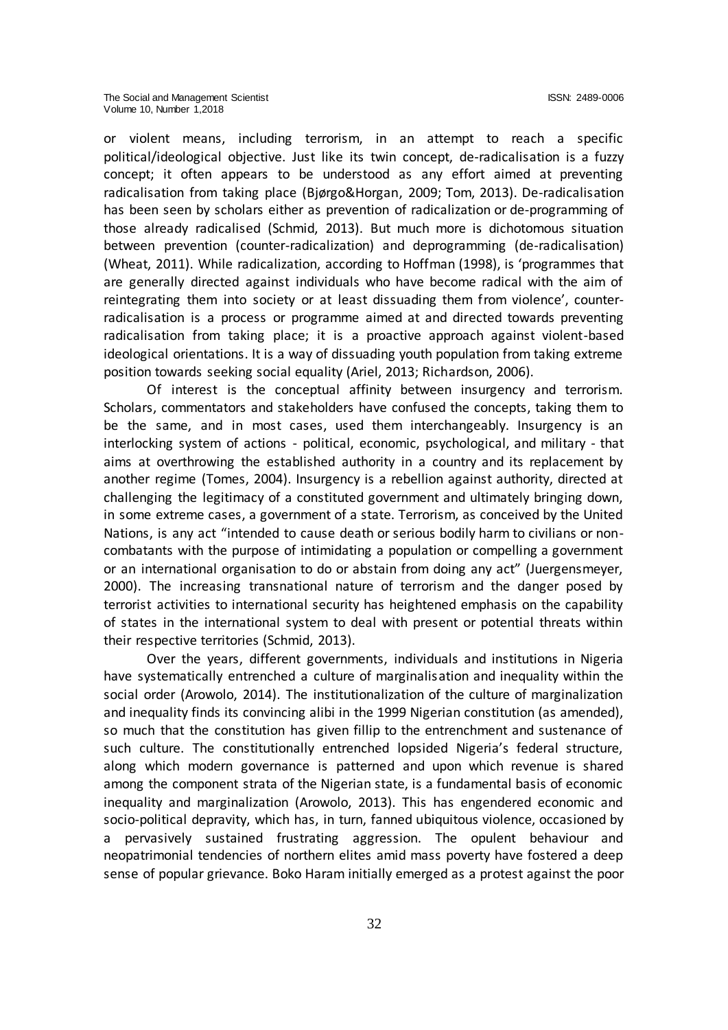or violent means, including terrorism, in an attempt to reach a specific political/ideological objective. Just like its twin concept, de-radicalisation is a fuzzy concept; it often appears to be understood as any effort aimed at preventing radicalisation from taking place (Bjørgo&Horgan, 2009; Tom, 2013). De-radicalisation has been seen by scholars either as prevention of radicalization or de-programming of those already radicalised (Schmid, 2013). But much more is dichotomous situation between prevention (counter-radicalization) and deprogramming (de-radicalisation) (Wheat, 2011). While radicalization, according to Hoffman (1998), is 'programmes that are generally directed against individuals who have become radical with the aim of reintegrating them into society or at least dissuading them from violence', counter-radicalisation is a process or programme aimed at and directed towards preventing radicalisation from taking place; it is a proactive approach against violent-based ideological orientations. It is a way of dissuading youth population from taking extreme position towards seeking social equality (Ariel, 2013; Richardson, 2006).

Of interest is the conceptual affinity between insurgency and terrorism. Scholars, commentators and stakeholders have confused the concepts, taking them to be the same, and in most cases, used them interchangeably. Insurgency is an interlocking system of actions - political, economic, psychological, and military - that aims at overthrowing the established authority in a country and its replacement by another regime (Tomes, 2004). Insurgency is a rebellion against authority, directed at challenging the legitimacy of a constituted government and ultimately bringing down, in some extreme cases, a government of a state. Terrorism, as conceived by the United Nations, is any act "intended to cause death or serious bodily harm to civilians or non-combatants with the purpose of intimidating a population or compelling a government or an international organisation to do or abstain from doing any act" (Juergensmeyer, 2000). The increasing transnational nature of terrorism and the danger posed by terrorist activities to international security has heightened emphasis on the capability of states in the international system to deal with present or potential threats within their respective territories (Schmid, 2013).

Over the years, different governments, individuals and institutions in Nigeria have systematically entrenched a culture of marginalisation and inequality within the social order (Arowolo, 2014). The institutionalization of the culture of marginalization and inequality finds its convincing alibi in the 1999 Nigerian constitution (as amended), so much that the constitution has given fillip to the entrenchment and sustenance of such culture. The constitutionally entrenched lopsided Nigeria's federal structure, along which modern governance is patterned and upon which revenue is shared among the component strata of the Nigerian state, is a fundamental basis of economic inequality and marginalization (Arowolo, 2013). This has engendered economic and socio-political depravity, which has, in turn, fanned ubiquitous violence, occasioned by a pervasively sustained frustrating aggression. The opulent behaviour and neopatrimonial tendencies of northern elites amid mass poverty have fostered a deep sense of popular grievance. Boko Haram initially emerged as a protest against the poor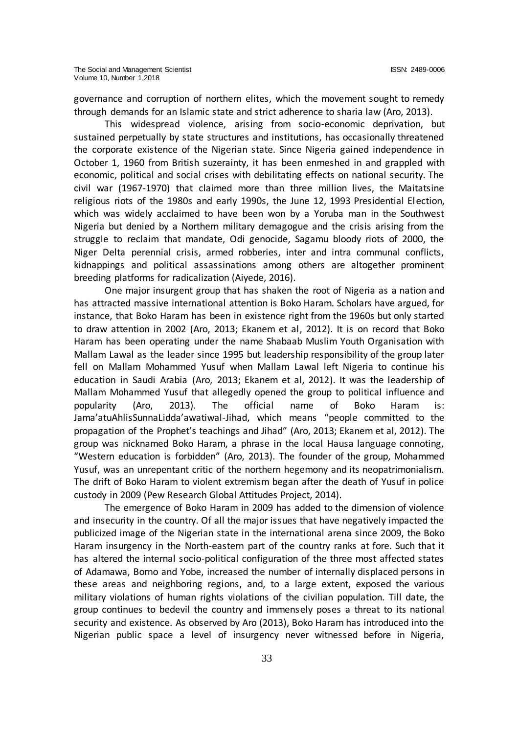governance and corruption of northern elites, which the movement sought to remedy through demands for an Islamic state and strict adherence to sharia law (Aro, 2013).

This widespread violence, arising from socio-economic deprivation, but sustained perpetually by state structures and institutions, has occasionally threatened the corporate existence of the Nigerian state. Since Nigeria gained independence in October 1, 1960 from British suzerainty, it has been enmeshed in and grappled with economic, political and social crises with debilitating effects on national security. The civil war (1967-1970) that claimed more than three million lives, the Maitatsine religious riots of the 1980s and early 1990s, the June 12, 1993 Presidential Election, which was widely acclaimed to have been won by a Yoruba man in the Southwest Nigeria but denied by a Northern military demagogue and the crisis arising from the struggle to reclaim that mandate, Odi genocide, Sagamu bloody riots of 2000, the Niger Delta perennial crisis, armed robberies, inter and intra communal conflicts, kidnappings and political assassinations among others are altogether prominent breeding platforms for radicalization (Aiyede, 2016).

One major insurgent group that has shaken the root of Nigeria as a nation and has attracted massive international attention is Boko Haram. Scholars have argued, for instance, that Boko Haram has been in existence right from the 1960s but only started to draw attention in 2002 (Aro, 2013; Ekanem et al, 2012). It is on record that Boko Haram has been operating under the name Shabaab Muslim Youth Organisation with Mallam Lawal as the leader since 1995 but leadership responsibility of the group later fell on Mallam Mohammed Yusuf when Mallam Lawal left Nigeria to continue his education in Saudi Arabia (Aro, 2013; Ekanem et al, 2012). It was the leadership of Mallam Mohammed Yusuf that allegedly opened the group to political influence and popularity (Aro, 2013). The official name of Boko Haram is: Jama'atuAhlisSunnaLidda'awatiwal-Jihad, which means "people committed to the propagation of the Prophet's teachings and Jihad" (Aro, 2013; Ekanem et al, 2012). The group was nicknamed Boko Haram, a phrase in the local Hausa language connoting, "Western education is forbidden" (Aro, 2013). The founder of the group, Mohammed Yusuf, was an unrepentant critic of the northern hegemony and its neopatrimonialism. The drift of Boko Haram to violent extremism began after the death of Yusuf in police custody in 2009 (Pew Research Global Attitudes Project, 2014).

The emergence of Boko Haram in 2009 has added to the dimension of violence and insecurity in the country. Of all the major issues that have negatively impacted the publicized image of the Nigerian state in the international arena since 2009, the Boko Haram insurgency in the North-eastern part of the country ranks at fore. Such that it has altered the internal socio-political configuration of the three most affected states of Adamawa, Borno and Yobe, increased the number of internally displaced persons in these areas and neighboring regions, and, to a large extent, exposed the various military violations of human rights violations of the civilian population. Till date, the group continues to bedevil the country and immensely poses a threat to its national security and existence. As observed by Aro (2013), Boko Haram has introduced into the Nigerian public space a level of insurgency never witnessed before in Nigeria,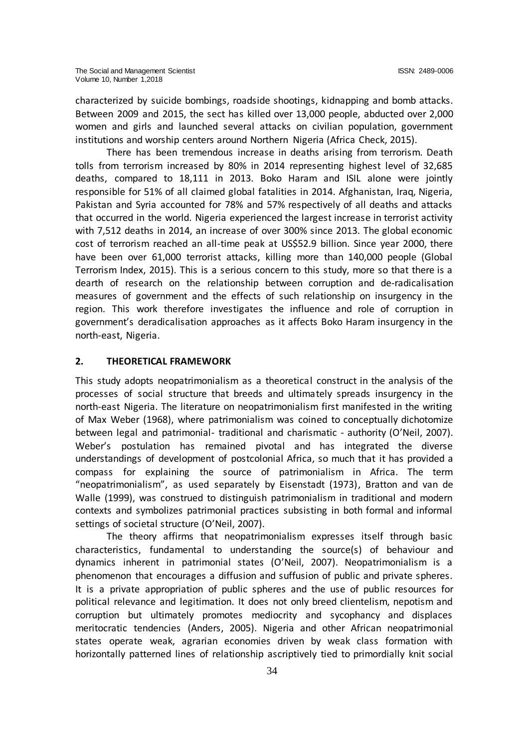characterized by suicide bombings, roadside shootings, kidnapping and bomb attacks. Between 2009 and 2015, the sect has killed over 13,000 people, abducted over 2,000 women and girls and launched several attacks on civilian population, government institutions and worship centers around Northern Nigeria (Africa Check, 2015).

There has been tremendous increase in deaths arising from terrorism. Death tolls from terrorism increased by 80% in 2014 representing highest level of 32,685 deaths, compared to 18,111 in 2013. Boko Haram and ISIL alone were jointly responsible for 51% of all claimed global fatalities in 2014. Afghanistan, Iraq, Nigeria, Pakistan and Syria accounted for 78% and 57% respectively of all deaths and attacks that occurred in the world. Nigeria experienced the largest increase in terrorist activity with 7,512 deaths in 2014, an increase of over 300% since 2013. The global economic cost of terrorism reached an all-time peak at US$52.9 billion. Since year 2000, there have been over 61,000 terrorist attacks, killing more than 140,000 people (Global Terrorism Index, 2015). This is a serious concern to this study, more so that there is a dearth of research on the relationship between corruption and de-radicalisation measures of government and the effects of such relationship on insurgency in the region. This work therefore investigates the influence and role of corruption in government's deradicalisation approaches as it affects Boko Haram insurgency in the north-east, Nigeria.

## 2. THEORETICAL FRAMEWORK

This study adopts neopatrimonialism as a theoretical construct in the analysis of the processes of social structure that breeds and ultimately spreads insurgency in the north-east Nigeria. The literature on neopatrimonialism first manifested in the writing of Max Weber (1968), where patrimonialism was coined to conceptually dichotomize between legal and patrimonial- traditional and charismatic - authority (O'Neil, 2007). Weber's postulation has remained pivotal and has integrated the diverse understandings of development of postcolonial Africa, so much that it has provided a compass for explaining the source of patrimonialism in Africa. The term "neopatrimonialism", as used separately by Eisenstadt (1973), Bratton and van de Walle (1999), was construed to distinguish patrimonialism in traditional and modern contexts and symbolizes patrimonial practices subsisting in both formal and informal settings of societal structure (O'Neil, 2007).

The theory affirms that neopatrimonialism expresses itself through basic characteristics, fundamental to understanding the source(s) of behaviour and dynamics inherent in patrimonial states (O'Neil, 2007). Neopatrimonialism is a phenomenon that encourages a diffusion and suffusion of public and private spheres. It is a private appropriation of public spheres and the use of public resources for political relevance and legitimation. It does not only breed clientelism, nepotism and corruption but ultimately promotes mediocrity and sycophancy and displaces meritocratic tendencies (Anders, 2005). Nigeria and other African neopatrimonial states operate weak, agrarian economies driven by weak class formation with horizontally patterned lines of relationship ascriptively tied to primordially knit social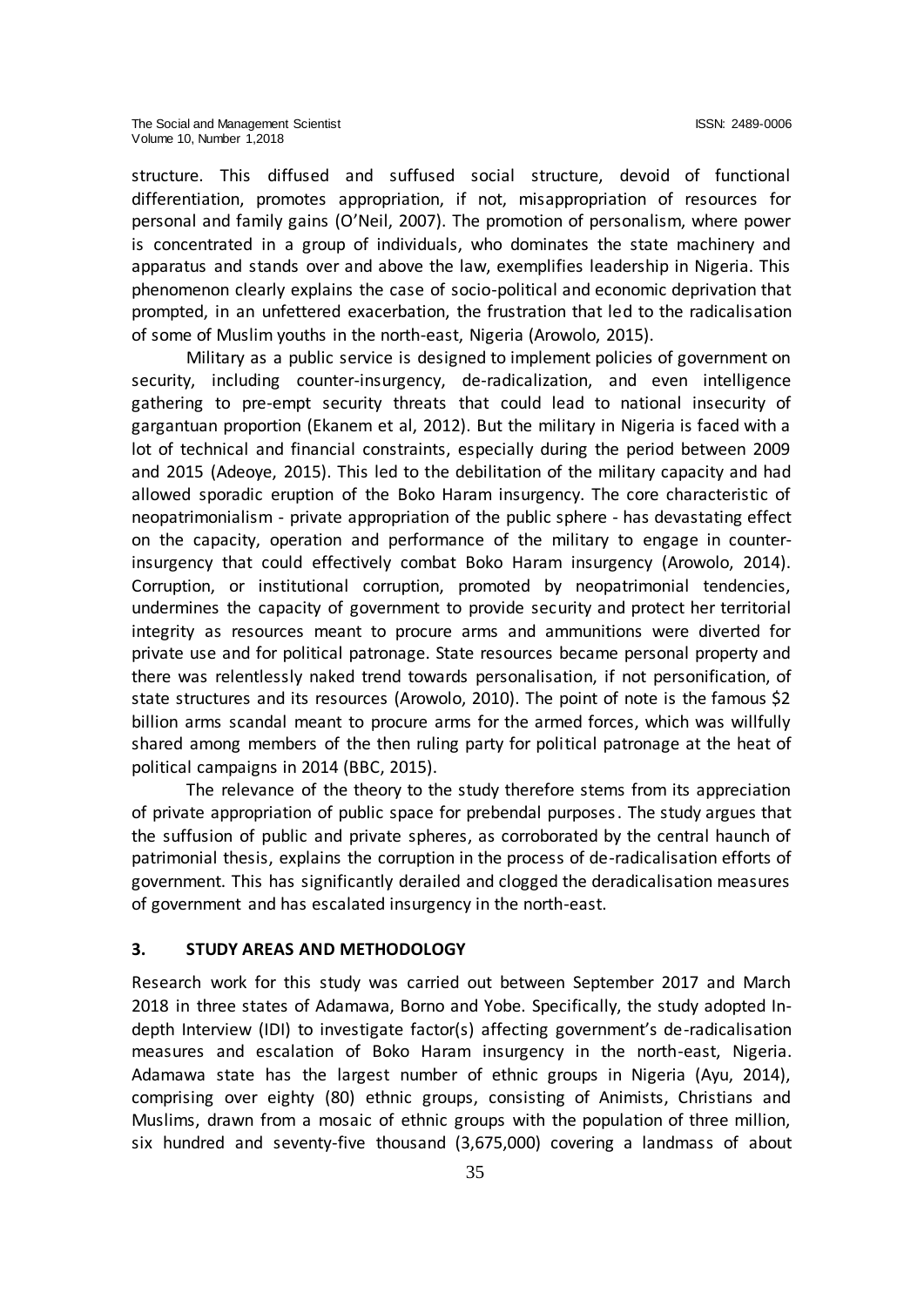structure. This diffused and suffused social structure, devoid of functional differentiation, promotes appropriation, if not, misappropriation of resources for personal and family gains (O'Neil, 2007). The promotion of personalism, where power is concentrated in a group of individuals, who dominates the state machinery and apparatus and stands over and above the law, exemplifies leadership in Nigeria. This phenomenon clearly explains the case of socio-political and economic deprivation that prompted, in an unfettered exacerbation, the frustration that led to the radicalisation of some of Muslim youths in the north-east, Nigeria (Arowolo, 2015).

Military as a public service is designed to implement policies of government on security, including counter-insurgency, de-radicalization, and even intelligence gathering to pre-empt security threats that could lead to national insecurity of gargantuan proportion (Ekanem et al, 2012). But the military in Nigeria is faced with a lot of technical and financial constraints, especially during the period between 2009 and 2015 (Adeoye, 2015). This led to the debilitation of the military capacity and had allowed sporadic eruption of the Boko Haram insurgency. The core characteristic of neopatrimonialism - private appropriation of the public sphere - has devastating effect on the capacity, operation and performance of the military to engage in counter-insurgency that could effectively combat Boko Haram insurgency (Arowolo, 2014). Corruption, or institutional corruption, promoted by neopatrimonial tendencies, undermines the capacity of government to provide security and protect her territorial integrity as resources meant to procure arms and ammunitions were diverted for private use and for political patronage. State resources became personal property and there was relentlessly naked trend towards personalisation, if not personification, of state structures and its resources (Arowolo, 2010). The point of note is the famous $2 billion arms scandal meant to procure arms for the armed forces, which was willfully shared among members of the then ruling party for political patronage at the heat of political campaigns in 2014 (BBC, 2015).

The relevance of the theory to the study therefore stems from its appreciation of private appropriation of public space for prebendal purposes. The study argues that the suffusion of public and private spheres, as corroborated by the central haunch of patrimonial thesis, explains the corruption in the process of de-radicalisation efforts of government. This has significantly derailed and clogged the deradicalisation measures of government and has escalated insurgency in the north-east.

## 3. STUDY AREAS AND METHODOLOGY

Research work for this study was carried out between September 2017 and March 2018 in three states of Adamawa, Borno and Yobe. Specifically, the study adopted In-depth Interview (IDI) to investigate factor(s) affecting government's de-radicalisation measures and escalation of Boko Haram insurgency in the north-east, Nigeria. Adamawa state has the largest number of ethnic groups in Nigeria (Ayu, 2014), comprising over eighty (80) ethnic groups, consisting of Animists, Christians and Muslims, drawn from a mosaic of ethnic groups with the population of three million, six hundred and seventy-five thousand (3,675,000) covering a landmass of about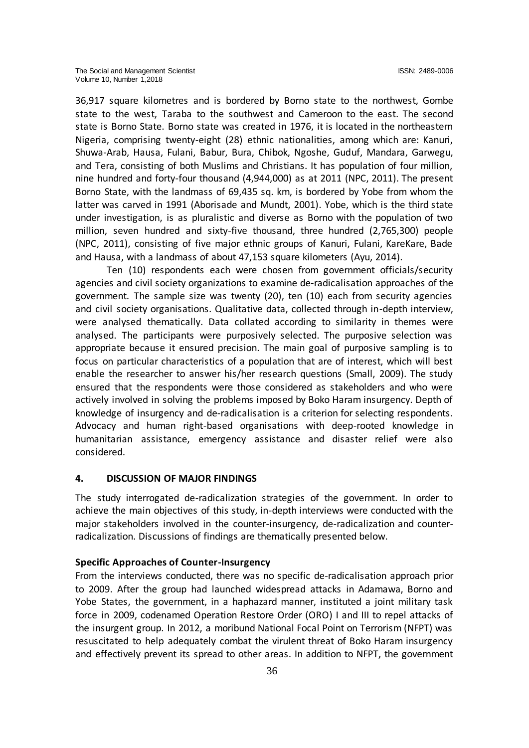36,917 square kilometres and is bordered by Borno state to the northwest, Gombe state to the west, Taraba to the southwest and Cameroon to the east. The second state is Borno State. Borno state was created in 1976, it is located in the northeastern Nigeria, comprising twenty-eight (28) ethnic nationalities, among which are: Kanuri, Shuwa-Arab, Hausa, Fulani, Babur, Bura, Chibok, Ngoshe, Guduf, Mandara, Garwegu, and Tera, consisting of both Muslims and Christians. It has population of four million, nine hundred and forty-four thousand (4,944,000) as at 2011 (NPC, 2011). The present Borno State, with the landmass of 69,435 sq. km, is bordered by Yobe from whom the latter was carved in 1991 (Aborisade and Mundt, 2001). Yobe, which is the third state under investigation, is as pluralistic and diverse as Borno with the population of two million, seven hundred and sixty-five thousand, three hundred (2,765,300) people (NPC, 2011), consisting of five major ethnic groups of Kanuri, Fulani, KareKare, Bade and Hausa, with a landmass of about 47,153 square kilometers (Ayu, 2014).

Ten (10) respondents each were chosen from government officials/security agencies and civil society organizations to examine de-radicalisation approaches of the government. The sample size was twenty (20), ten (10) each from security agencies and civil society organisations. Qualitative data, collected through in-depth interview, were analysed thematically. Data collated according to similarity in themes were analysed. The participants were purposively selected. The purposive selection was appropriate because it ensured precision. The main goal of purposive sampling is to focus on particular characteristics of a population that are of interest, which will best enable the researcher to answer his/her research questions (Small, 2009). The study ensured that the respondents were those considered as stakeholders and who were actively involved in solving the problems imposed by Boko Haram insurgency. Depth of knowledge of insurgency and de-radicalisation is a criterion for selecting respondents. Advocacy and human right-based organisations with deep-rooted knowledge in humanitarian assistance, emergency assistance and disaster relief were also considered.

## 4. DISCUSSION OF MAJOR FINDINGS

The study interrogated de-radicalization strategies of the government. In order to achieve the main objectives of this study, in-depth interviews were conducted with the major stakeholders involved in the counter-insurgency, de-radicalization and counter-radicalization. Discussions of findings are thematically presented below.

### Specific Approaches of Counter-Insurgency

From the interviews conducted, there was no specific de-radicalisation approach prior to 2009. After the group had launched widespread attacks in Adamawa, Borno and Yobe States, the government, in a haphazard manner, instituted a joint military task force in 2009, codenamed Operation Restore Order (ORO) I and III to repel attacks of the insurgent group. In 2012, a moribund National Focal Point on Terrorism (NFPT) was resuscitated to help adequately combat the virulent threat of Boko Haram insurgency and effectively prevent its spread to other areas. In addition to NFPT, the government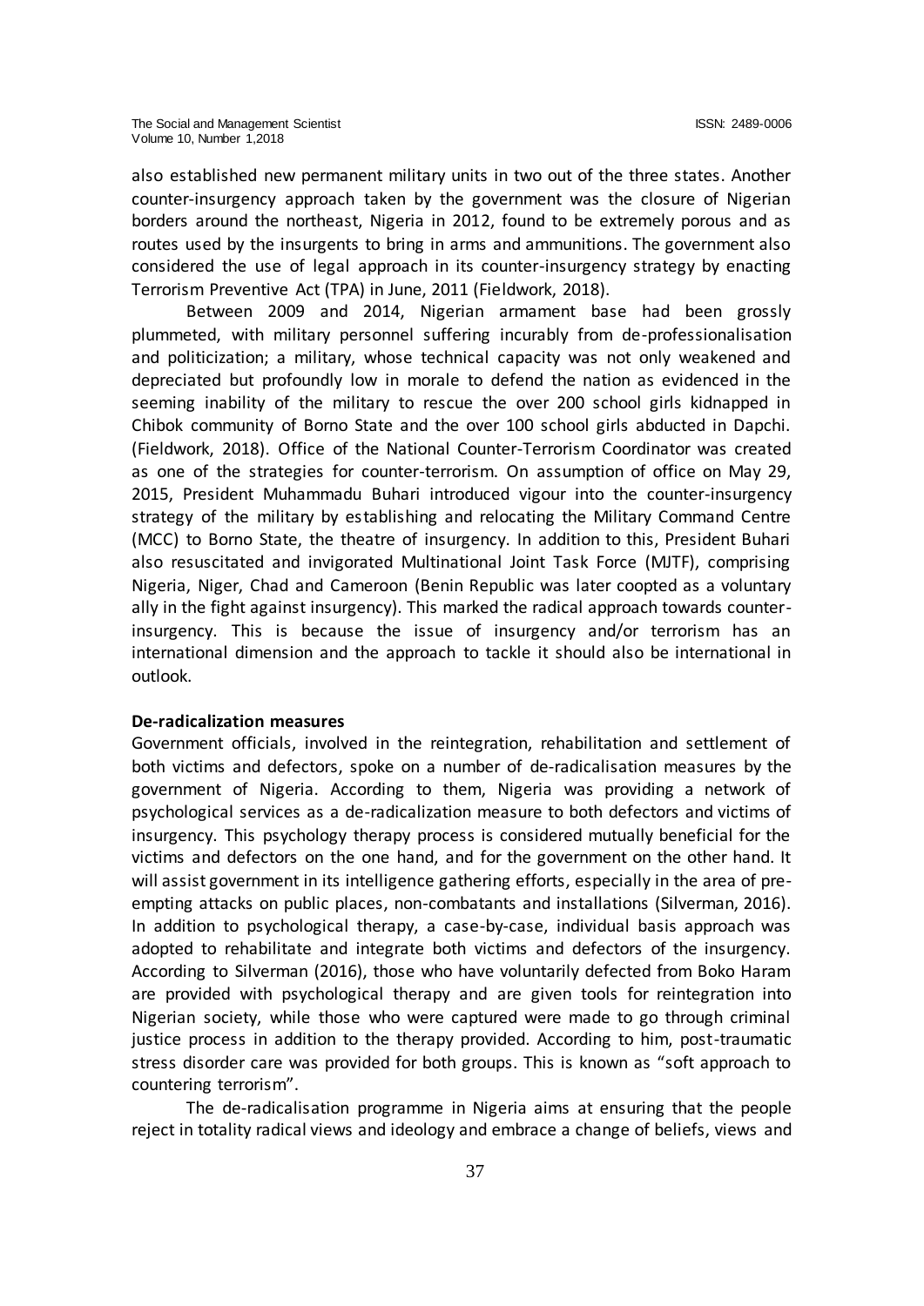also established new permanent military units in two out of the three states. Another counter-insurgency approach taken by the government was the closure of Nigerian borders around the northeast, Nigeria in 2012, found to be extremely porous and as routes used by the insurgents to bring in arms and ammunitions. The government also considered the use of legal approach in its counter-insurgency strategy by enacting Terrorism Preventive Act (TPA) in June, 2011 (Fieldwork, 2018).

Between 2009 and 2014, Nigerian armament base had been grossly plummeted, with military personnel suffering incurably from de-professionalisation and politicization; a military, whose technical capacity was not only weakened and depreciated but profoundly low in morale to defend the nation as evidenced in the seeming inability of the military to rescue the over 200 school girls kidnapped in Chibok community of Borno State and the over 100 school girls abducted in Dapchi. (Fieldwork, 2018). Office of the National Counter-Terrorism Coordinator was created as one of the strategies for counter-terrorism. On assumption of office on May 29, 2015, President Muhammadu Buhari introduced vigour into the counter-insurgency strategy of the military by establishing and relocating the Military Command Centre (MCC) to Borno State, the theatre of insurgency. In addition to this, President Buhari also resuscitated and invigorated Multinational Joint Task Force (MJTF), comprising Nigeria, Niger, Chad and Cameroon (Benin Republic was later coopted as a voluntary ally in the fight against insurgency). This marked the radical approach towards counter-insurgency. This is because the issue of insurgency and/or terrorism has an international dimension and the approach to tackle it should also be international in outlook.

**De-radicalization measures**

Government officials, involved in the reintegration, rehabilitation and settlement of both victims and defectors, spoke on a number of de-radicalisation measures by the government of Nigeria. According to them, Nigeria was providing a network of psychological services as a de-radicalization measure to both defectors and victims of insurgency. This psychology therapy process is considered mutually beneficial for the victims and defectors on the one hand, and for the government on the other hand. It will assist government in its intelligence gathering efforts, especially in the area of pre-empting attacks on public places, non-combatants and installations (Silverman, 2016). In addition to psychological therapy, a case-by-case, individual basis approach was adopted to rehabilitate and integrate both victims and defectors of the insurgency. According to Silverman (2016), those who have voluntarily defected from Boko Haram are provided with psychological therapy and are given tools for reintegration into Nigerian society, while those who were captured were made to go through criminal justice process in addition to the therapy provided. According to him, post-traumatic stress disorder care was provided for both groups. This is known as "soft approach to countering terrorism".

The de-radicalisation programme in Nigeria aims at ensuring that the people reject in totality radical views and ideology and embrace a change of beliefs, views and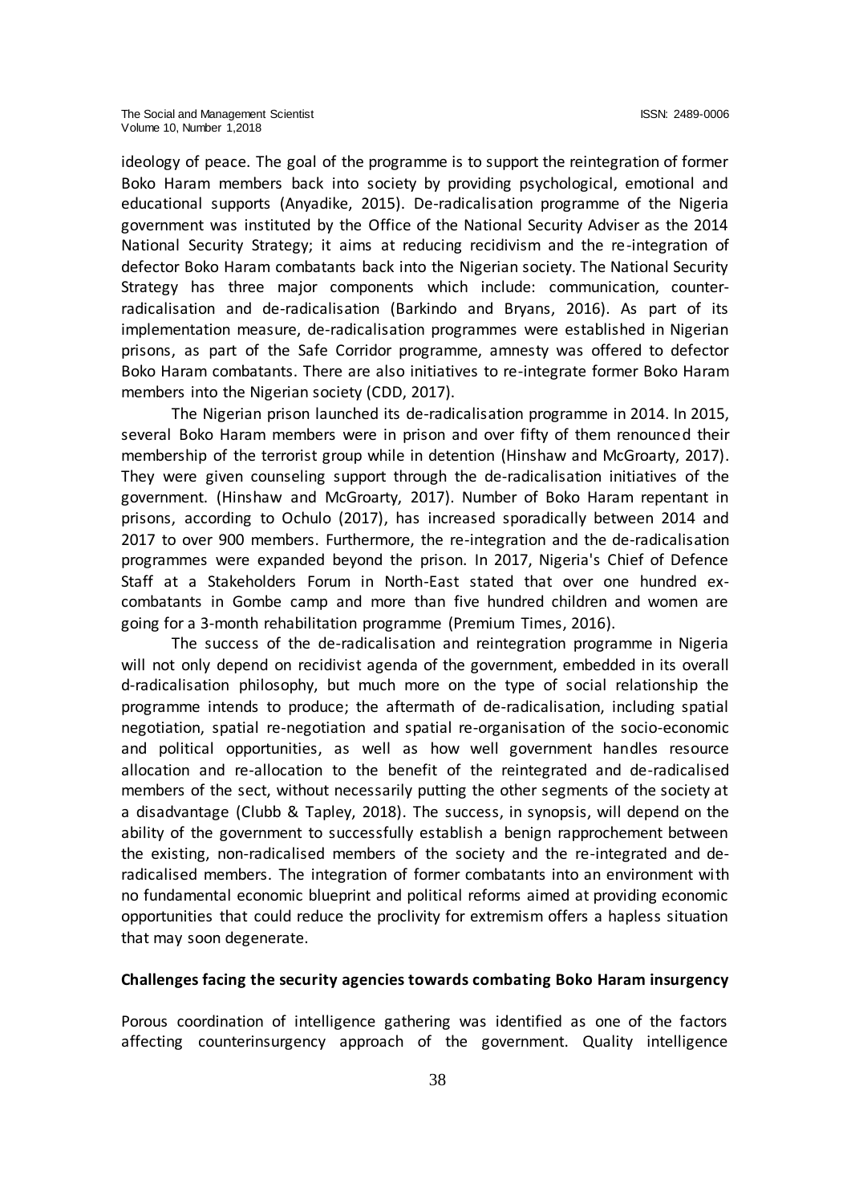ideology of peace. The goal of the programme is to support the reintegration of former Boko Haram members back into society by providing psychological, emotional and educational supports (Anyadike, 2015). De-radicalisation programme of the Nigeria government was instituted by the Office of the National Security Adviser as the 2014 National Security Strategy; it aims at reducing recidivism and the re-integration of defector Boko Haram combatants back into the Nigerian society. The National Security Strategy has three major components which include: communication, counter-radicalisation and de-radicalisation (Barkindo and Bryans, 2016). As part of its implementation measure, de-radicalisation programmes were established in Nigerian prisons, as part of the Safe Corridor programme, amnesty was offered to defector Boko Haram combatants. There are also initiatives to re-integrate former Boko Haram members into the Nigerian society (CDD, 2017).

The Nigerian prison launched its de-radicalisation programme in 2014. In 2015, several Boko Haram members were in prison and over fifty of them renounced their membership of the terrorist group while in detention (Hinshaw and McGroarty, 2017). They were given counseling support through the de-radicalisation initiatives of the government. (Hinshaw and McGroarty, 2017). Number of Boko Haram repentant in prisons, according to Ochulo (2017), has increased sporadically between 2014 and 2017 to over 900 members. Furthermore, the re-integration and the de-radicalisation programmes were expanded beyond the prison. In 2017, Nigeria's Chief of Defence Staff at a Stakeholders Forum in North-East stated that over one hundred ex-combatants in Gombe camp and more than five hundred children and women are going for a 3-month rehabilitation programme (Premium Times, 2016).

The success of the de-radicalisation and reintegration programme in Nigeria will not only depend on recidivist agenda of the government, embedded in its overall d-radicalisation philosophy, but much more on the type of social relationship the programme intends to produce; the aftermath of de-radicalisation, including spatial negotiation, spatial re-negotiation and spatial re-organisation of the socio-economic and political opportunities, as well as how well government handles resource allocation and re-allocation to the benefit of the reintegrated and de-radicalised members of the sect, without necessarily putting the other segments of the society at a disadvantage (Clubb & Tapley, 2018). The success, in synopsis, will depend on the ability of the government to successfully establish a benign rapprochement between the existing, non-radicalised members of the society and the re-integrated and de-radicalised members. The integration of former combatants into an environment with no fundamental economic blueprint and political reforms aimed at providing economic opportunities that could reduce the proclivity for extremism offers a hapless situation that may soon degenerate.

**Challenges facing the security agencies towards combating Boko Haram insurgency**

Porous coordination of intelligence gathering was identified as one of the factors affecting counterinsurgency approach of the government. Quality intelligence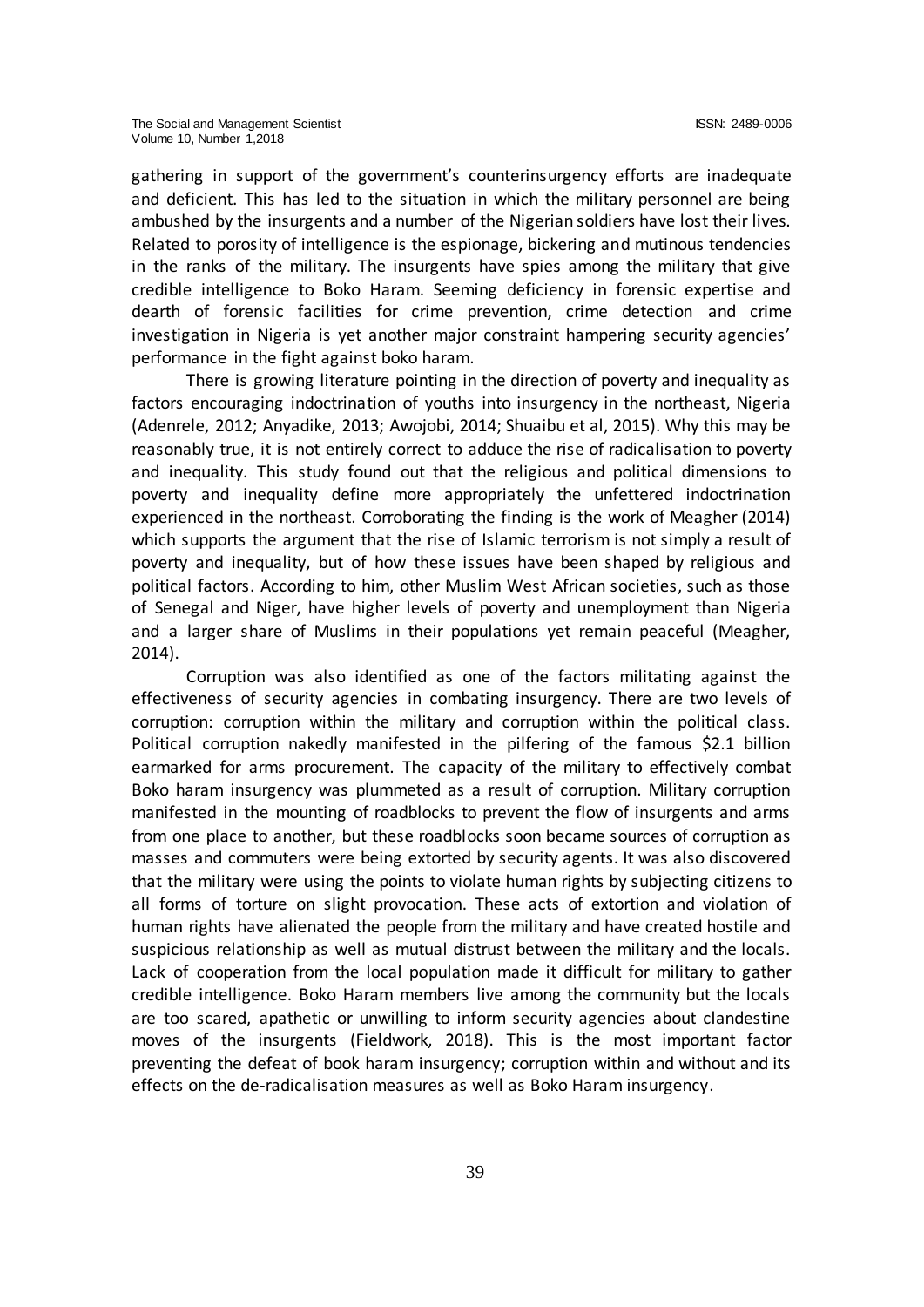gathering in support of the government's counterinsurgency efforts are inadequate and deficient. This has led to the situation in which the military personnel are being ambushed by the insurgents and a number of the Nigerian soldiers have lost their lives. Related to porosity of intelligence is the espionage, bickering and mutinous tendencies in the ranks of the military. The insurgents have spies among the military that give credible intelligence to Boko Haram. Seeming deficiency in forensic expertise and dearth of forensic facilities for crime prevention, crime detection and crime investigation in Nigeria is yet another major constraint hampering security agencies' performance in the fight against boko haram.

There is growing literature pointing in the direction of poverty and inequality as factors encouraging indoctrination of youths into insurgency in the northeast, Nigeria (Adenrele, 2012; Anyadike, 2013; Awojobi, 2014; Shuaibu et al, 2015). Why this may be reasonably true, it is not entirely correct to adduce the rise of radicalisation to poverty and inequality. This study found out that the religious and political dimensions to poverty and inequality define more appropriately the unfettered indoctrination experienced in the northeast. Corroborating the finding is the work of Meagher (2014) which supports the argument that the rise of Islamic terrorism is not simply a result of poverty and inequality, but of how these issues have been shaped by religious and political factors. According to him, other Muslim West African societies, such as those of Senegal and Niger, have higher levels of poverty and unemployment than Nigeria and a larger share of Muslims in their populations yet remain peaceful (Meagher, 2014).

Corruption was also identified as one of the factors militating against the effectiveness of security agencies in combating insurgency. There are two levels of corruption: corruption within the military and corruption within the political class. Political corruption nakedly manifested in the pilfering of the famous $2.1 billion earmarked for arms procurement. The capacity of the military to effectively combat Boko haram insurgency was plummeted as a result of corruption. Military corruption manifested in the mounting of roadblocks to prevent the flow of insurgents and arms from one place to another, but these roadblocks soon became sources of corruption as masses and commuters were being extorted by security agents. It was also discovered that the military were using the points to violate human rights by subjecting citizens to all forms of torture on slight provocation. These acts of extortion and violation of human rights have alienated the people from the military and have created hostile and suspicious relationship as well as mutual distrust between the military and the locals. Lack of cooperation from the local population made it difficult for military to gather credible intelligence. Boko Haram members live among the community but the locals are too scared, apathetic or unwilling to inform security agencies about clandestine moves of the insurgents (Fieldwork, 2018). This is the most important factor preventing the defeat of book haram insurgency; corruption within and without and its effects on the de-radicalisation measures as well as Boko Haram insurgency.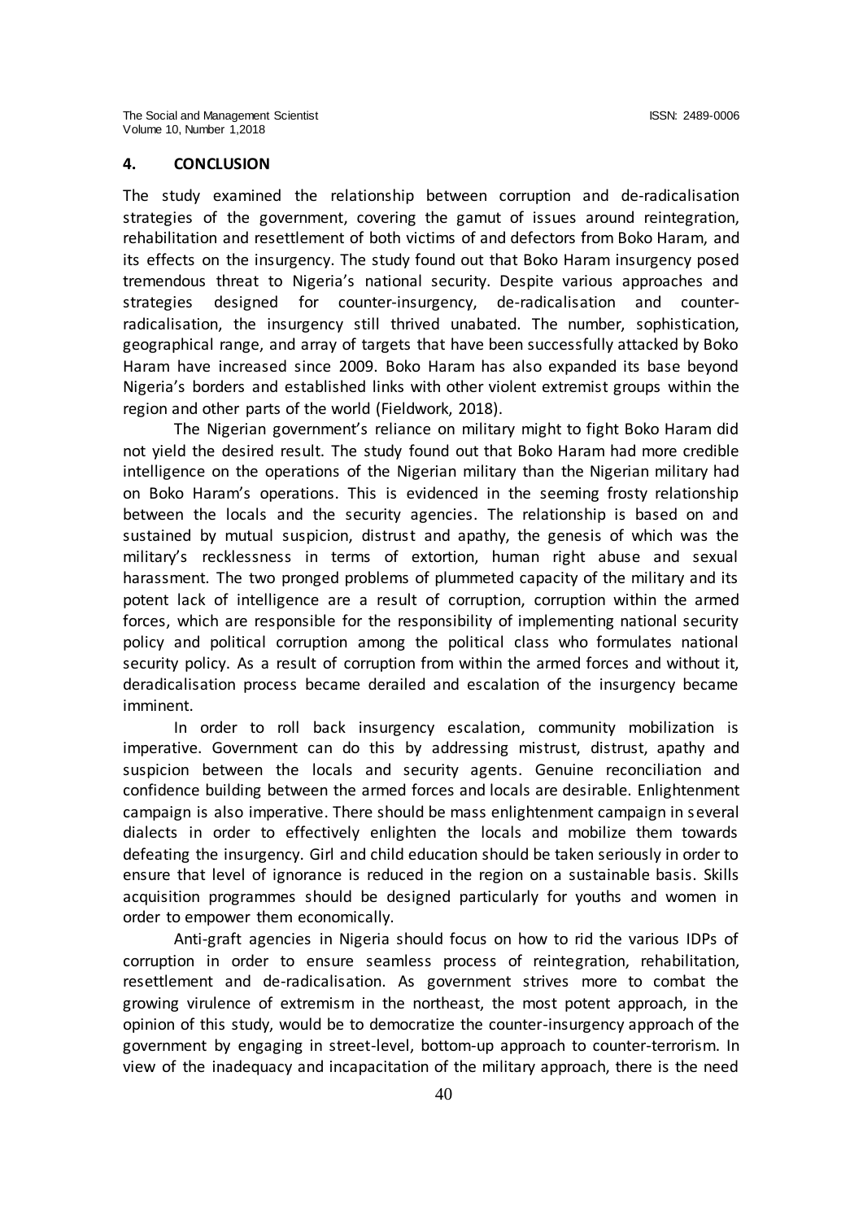## 4. CONCLUSION

The study examined the relationship between corruption and de-radicalisation strategies of the government, covering the gamut of issues around reintegration, rehabilitation and resettlement of both victims of and defectors from Boko Haram, and its effects on the insurgency. The study found out that Boko Haram insurgency posed tremendous threat to Nigeria's national security. Despite various approaches and strategies designed for counter-insurgency, de-radicalisation and counter-radicalisation, the insurgency still thrived unabated. The number, sophistication, geographical range, and array of targets that have been successfully attacked by Boko Haram have increased since 2009. Boko Haram has also expanded its base beyond Nigeria's borders and established links with other violent extremist groups within the region and other parts of the world (Fieldwork, 2018).

The Nigerian government's reliance on military might to fight Boko Haram did not yield the desired result. The study found out that Boko Haram had more credible intelligence on the operations of the Nigerian military than the Nigerian military had on Boko Haram's operations. This is evidenced in the seeming frosty relationship between the locals and the security agencies. The relationship is based on and sustained by mutual suspicion, distrust and apathy, the genesis of which was the military's recklessness in terms of extortion, human right abuse and sexual harassment. The two pronged problems of plummeted capacity of the military and its potent lack of intelligence are a result of corruption, corruption within the armed forces, which are responsible for the responsibility of implementing national security policy and political corruption among the political class who formulates national security policy. As a result of corruption from within the armed forces and without it, deradicalisation process became derailed and escalation of the insurgency became imminent.

In order to roll back insurgency escalation, community mobilization is imperative. Government can do this by addressing mistrust, distrust, apathy and suspicion between the locals and security agents. Genuine reconciliation and confidence building between the armed forces and locals are desirable. Enlightenment campaign is also imperative. There should be mass enlightenment campaign in several dialects in order to effectively enlighten the locals and mobilize them towards defeating the insurgency. Girl and child education should be taken seriously in order to ensure that level of ignorance is reduced in the region on a sustainable basis. Skills acquisition programmes should be designed particularly for youths and women in order to empower them economically.

Anti-graft agencies in Nigeria should focus on how to rid the various IDPs of corruption in order to ensure seamless process of reintegration, rehabilitation, resettlement and de-radicalisation. As government strives more to combat the growing virulence of extremism in the northeast, the most potent approach, in the opinion of this study, would be to democratize the counter-insurgency approach of the government by engaging in street-level, bottom-up approach to counter-terrorism. In view of the inadequacy and incapacitation of the military approach, there is the need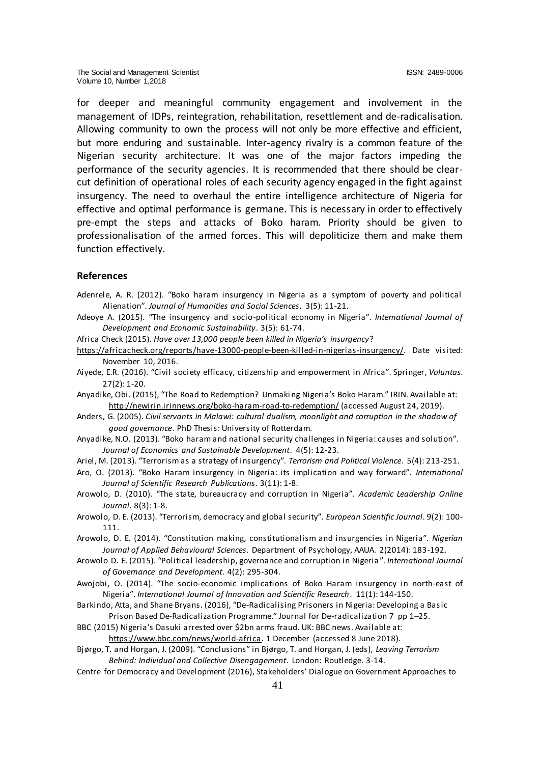for deeper and meaningful community engagement and involvement in the management of IDPs, reintegration, rehabilitation, resettlement and de-radicalisation. Allowing community to own the process will not only be more effective and efficient, but more enduring and sustainable. Inter-agency rivalry is a common feature of the Nigerian security architecture. It was one of the major factors impeding the performance of the security agencies. It is recommended that there should be clear-cut definition of operational roles of each security agency engaged in the fight against insurgency. **T**he need to overhaul the entire intelligence architecture of Nigeria for effective and optimal performance is germane. This is necessary in order to effectively pre-empt the steps and attacks of Boko haram. Priority should be given to professionalisation of the armed forces. This will depoliticize them and make them function effectively.

## References

Adenrele, A. R. (2012). "Boko haram insurgency in Nigeria as a symptom of poverty and political Alienation". *Journal of Humanities and Social Sciences*. 3(5): 11-21.

Adeoye A. (2015). "The insurgency and socio-political economy in Nigeria". *International Journal of Development and Economic Sustainability*. 3(5): 61-74.

Africa Check (2015). *Have over 13,000 people been killed in Nigeria's insurgency*?

https://africacheck.org/reports/have-13000-people-been-killed-in-nigerias-insurgency/. Date visited: November 10, 2016.

Aiyede, E.R. (2016). "Civil society efficacy, citizenship and empowerment in Africa". Springer, *Voluntas*. 27(2): 1-20.

Anyadike, Obi. (2015), "The Road to Redemption? Unmaking Nigeria's Boko Haram." IRIN. Available at: http://newirin.irinnews.org/boko-haram-road-to-redemption/ (accessed August 24, 2019).

Anders, G. (2005). *Civil servants in Malawi: cultural dualism, moonlight and corruption in the shadow of good governance*. PhD Thesis: University of Rotterdam.

Anyadike, N.O. (2013). "Boko haram and national security challenges in Nigeria: causes and solution". *Journal of Economics and Sustainable Development*. 4(5): 12-23.

Ariel, M. (2013). "Terrorism as a strategy of insurgency". *Terrorism and Political Violence*. 5(4): 213-251.

Aro, O. (2013). "Boko Haram insurgency in Nigeria: its implication and way forward". *International Journal of Scientific Research Publications*. 3(11): 1-8.

Arowolo, D. (2010). "The state, bureaucracy and corruption in Nigeria". *Academic Leadership Online Journal*. 8(3): 1-8.

Arowolo, D. E. (2013). "Terrorism, democracy and global security". *European Scientific Journal*. 9(2): 100-111.

Arowolo, D. E. (2014). "Constitution making, constitutionalism and insurgencies in Nigeria". *Nigerian Journal of Applied Behavioural Sciences*. Department of Psychology, AAUA. 2(2014): 183-192.

Arowolo D. E. (2015). "Political leadership, governance and corruption in Nigeria". *International Journal of Governance and Development*. 4(2): 295-304.

Awojobi, O. (2014). "The socio-economic implications of Boko Haram insurgency in north-east of Nigeria". *International Journal of Innovation and Scientific Research*. 11(1): 144-150.

Barkindo, Atta, and Shane Bryans. (2016), "De-Radicalising Prisoners in Nigeria: Developing a Basic Prison Based De-Radicalization Programme." Journal for De-radicalization 7 pp 1–25.

BBC (2015) Nigeria's Dasuki arrested over $2bn arms fraud. UK: BBC news. Available at: https://www.bbc.com/news/world-africa. 1 December (accessed 8 June 2018).

Bjørgo, T. and Horgan, J. (2009). "Conclusions" in Bjørgo, T. and Horgan, J. (eds), *Leaving Terrorism Behind: Individual and Collective Disengagement*. London: Routledge. 3-14.

Centre for Democracy and Development (2016), Stakeholders' Dialogue on Government Approaches to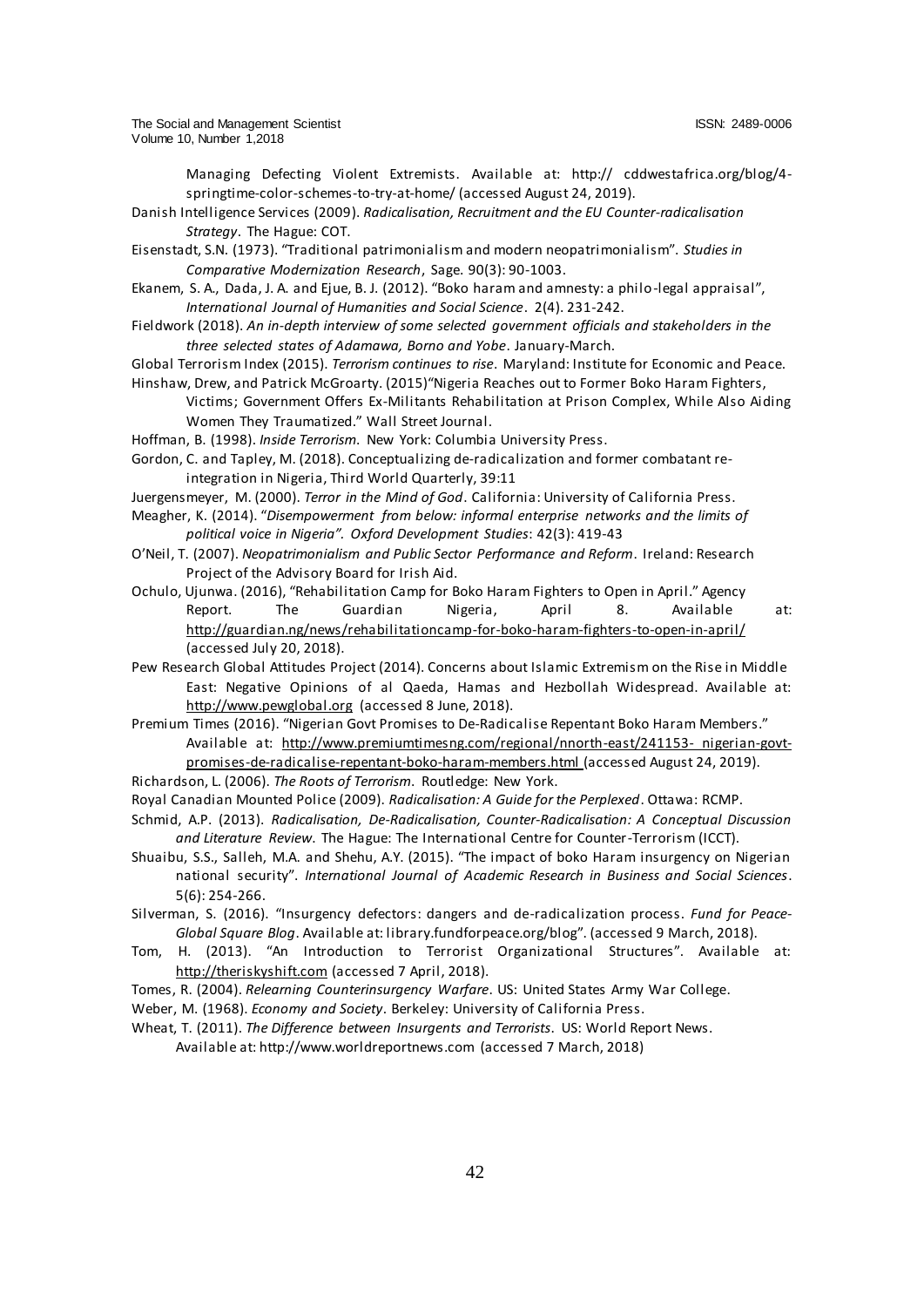Managing Defecting Violent Extremists. Available at: http:// cddwestafrica.org/blog/4-springtime-color-schemes-to-try-at-home/ (accessed August 24, 2019).

Danish Intelligence Services (2009). *Radicalisation, Recruitment and the EU Counter-radicalisation Strategy*. The Hague: COT.

Eisenstadt, S.N. (1973). "Traditional patrimonialism and modern neopatrimonialism". *Studies in Comparative Modernization Research*, Sage. 90(3): 90-1003.

Ekanem, S. A., Dada, J. A. and Ejue, B. J. (2012). "Boko haram and amnesty: a philo-legal appraisal", *International Journal of Humanities and Social Science*. 2(4). 231-242.

Fieldwork (2018). *An in-depth interview of some selected government officials and stakeholders in the three selected states of Adamawa, Borno and Yobe*. January-March.

Global Terrorism Index (2015). *Terrorism continues to rise*. Maryland: Institute for Economic and Peace.

Hinshaw, Drew, and Patrick McGroarty. (2015)"Nigeria Reaches out to Former Boko Haram Fighters, Victims; Government Offers Ex-Militants Rehabilitation at Prison Complex, While Also Aiding Women They Traumatized." Wall Street Journal.

Hoffman, B. (1998). *Inside Terrorism*. New York: Columbia University Press.

Gordon, C. and Tapley, M. (2018). Conceptualizing de-radicalization and former combatant re-integration in Nigeria, Third World Quarterly, 39:11

Juergensmeyer, M. (2000). *Terror in the Mind of God*. California: University of California Press.

Meagher, K. (2014). "*Disempowerment from below: informal enterprise networks and the limits of political voice in Nigeria". Oxford Development Studies*: 42(3): 419-43

O'Neil, T. (2007). *Neopatrimonialism and Public Sector Performance and Reform*. Ireland: Research Project of the Advisory Board for Irish Aid.

Ochulo, Ujunwa. (2016), "Rehabilitation Camp for Boko Haram Fighters to Open in April." Agency Report. The Guardian Nigeria, April 8. Available at: http://guardian.ng/news/rehabilitationcamp-for-boko-haram-fighters-to-open-in-april/ (accessed July 20, 2018).

Pew Research Global Attitudes Project (2014). Concerns about Islamic Extremism on the Rise in Middle East: Negative Opinions of al Qaeda, Hamas and Hezbollah Widespread. Available at: http://www.pewglobal.org (accessed 8 June, 2018).

Premium Times (2016). "Nigerian Govt Promises to De-Radicalise Repentant Boko Haram Members." Available at: http://www.premiumtimesng.com/regional/nnorth-east/241153- nigerian-govt-promises-de-radicalise-repentant-boko-haram-members.html (accessed August 24, 2019).

Richardson, L. (2006). *The Roots of Terrorism*. Routledge: New York.

Royal Canadian Mounted Police (2009). *Radicalisation: A Guide for the Perplexed*. Ottawa: RCMP.

Schmid, A.P. (2013). *Radicalisation, De-Radicalisation, Counter-Radicalisation: A Conceptual Discussion and Literature Review*. The Hague: The International Centre for Counter-Terrorism (ICCT).

Shuaibu, S.S., Salleh, M.A. and Shehu, A.Y. (2015). "The impact of boko Haram insurgency on Nigerian national security". *International Journal of Academic Research in Business and Social Sciences*. 5(6): 254-266.

Silverman, S. (2016). "Insurgency defectors: dangers and de-radicalization process. *Fund for Peace-Global Square Blog*. Available at: library.fundforpeace.org/blog". (accessed 9 March, 2018).

Tom, H. (2013). "An Introduction to Terrorist Organizational Structures". Available at: http://theriskyshift.com (accessed 7 April, 2018).

Tomes, R. (2004). *Relearning Counterinsurgency Warfare*. US: United States Army War College.

Weber, M. (1968). *Economy and Society*. Berkeley: University of California Press.

Wheat, T. (2011). *The Difference between Insurgents and Terrorists*. US: World Report News. Available at: http://www.worldreportnews.com (accessed 7 March, 2018)